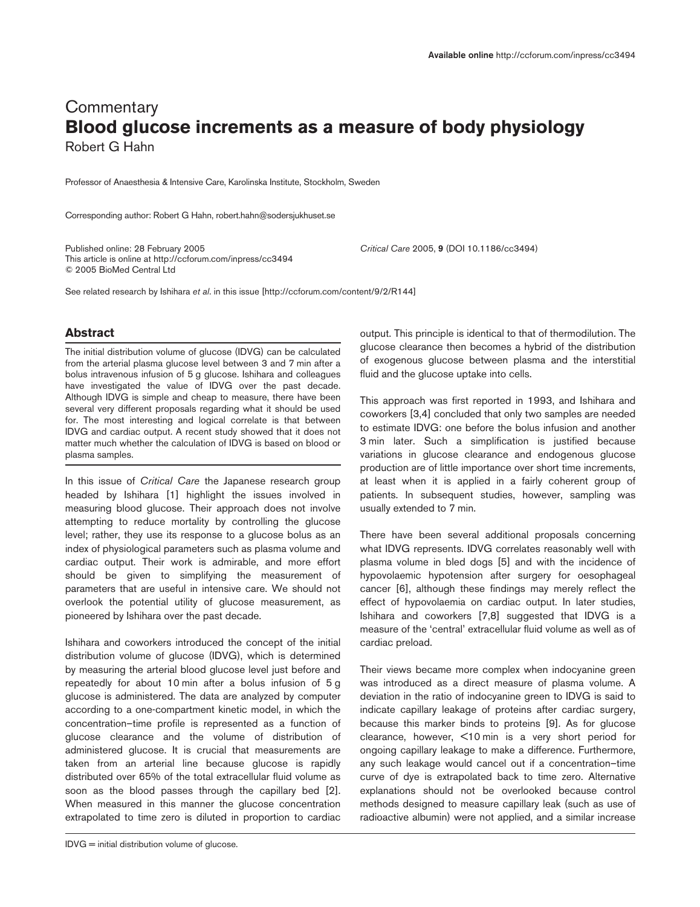Commentary

# Blood glucose increments as a measure of body physiology

Robert G Hahn

Professor of Anaesthesia & Intensive Care, Karolinska Institute, Stockholm, Sweden

Corresponding author: Robert G Hahn, robert.hahn@sodersjukhuset.se

Published online: 28 February 2005
This article is online at http://ccforum.com/inpress/cc3494
© 2005 BioMed Central Ltd

*Critical Care* 2005, **9** (DOI 10.1186/cc3494)

See related research by Ishihara *et al*. in this issue [http://ccforum.com/content/9/2/R144]

## Abstract

The initial distribution volume of glucose (IDVG) can be calculated from the arterial plasma glucose level between 3 and 7 min after a bolus intravenous infusion of 5 g glucose. Ishihara and colleagues have investigated the value of IDVG over the past decade. Although IDVG is simple and cheap to measure, there have been several very different proposals regarding what it should be used for. The most interesting and logical correlate is that between IDVG and cardiac output. A recent study showed that it does not matter much whether the calculation of IDVG is based on blood or plasma samples.

In this issue of *Critical Care* the Japanese research group headed by Ishihara [1] highlight the issues involved in measuring blood glucose. Their approach does not involve attempting to reduce mortality by controlling the glucose level; rather, they use its response to a glucose bolus as an index of physiological parameters such as plasma volume and cardiac output. Their work is admirable, and more effort should be given to simplifying the measurement of parameters that are useful in intensive care. We should not overlook the potential utility of glucose measurement, as pioneered by Ishihara over the past decade.

Ishihara and coworkers introduced the concept of the initial distribution volume of glucose (IDVG), which is determined by measuring the arterial blood glucose level just before and repeatedly for about 10 min after a bolus infusion of 5 g glucose. The data are analyzed by computer according to a one-compartment kinetic model, in which the concentration–time profile is represented as a function of glucose clearance and the volume of distribution of administered glucose. It is crucial that measurements are taken from an arterial line because glucose is rapidly distributed over 65% of the total extracellular fluid volume as soon as the blood passes through the capillary bed [2]. When measured in this manner the glucose concentration extrapolated to time zero is diluted in proportion to cardiac output. This principle is identical to that of thermodilution. The glucose clearance then becomes a hybrid of the distribution of exogenous glucose between plasma and the interstitial fluid and the glucose uptake into cells.

This approach was first reported in 1993, and Ishihara and coworkers [3,4] concluded that only two samples are needed to estimate IDVG: one before the bolus infusion and another 3 min later. Such a simplification is justified because variations in glucose clearance and endogenous glucose production are of little importance over short time increments, at least when it is applied in a fairly coherent group of patients. In subsequent studies, however, sampling was usually extended to 7 min.

There have been several additional proposals concerning what IDVG represents. IDVG correlates reasonably well with plasma volume in bled dogs [5] and with the incidence of hypovolaemic hypotension after surgery for oesophageal cancer [6], although these findings may merely reflect the effect of hypovolaemia on cardiac output. In later studies, Ishihara and coworkers [7,8] suggested that IDVG is a measure of the 'central' extracellular fluid volume as well as of cardiac preload.

Their views became more complex when indocyanine green was introduced as a direct measure of plasma volume. A deviation in the ratio of indocyanine green to IDVG is said to indicate capillary leakage of proteins after cardiac surgery, because this marker binds to proteins [9]. As for glucose clearance, however, <10 min is a very short period for ongoing capillary leakage to make a difference. Furthermore, any such leakage would cancel out if a concentration–time curve of dye is extrapolated back to time zero. Alternative explanations should not be overlooked because control methods designed to measure capillary leak (such as use of radioactive albumin) were not applied, and a similar increase

IDVG = initial distribution volume of glucose.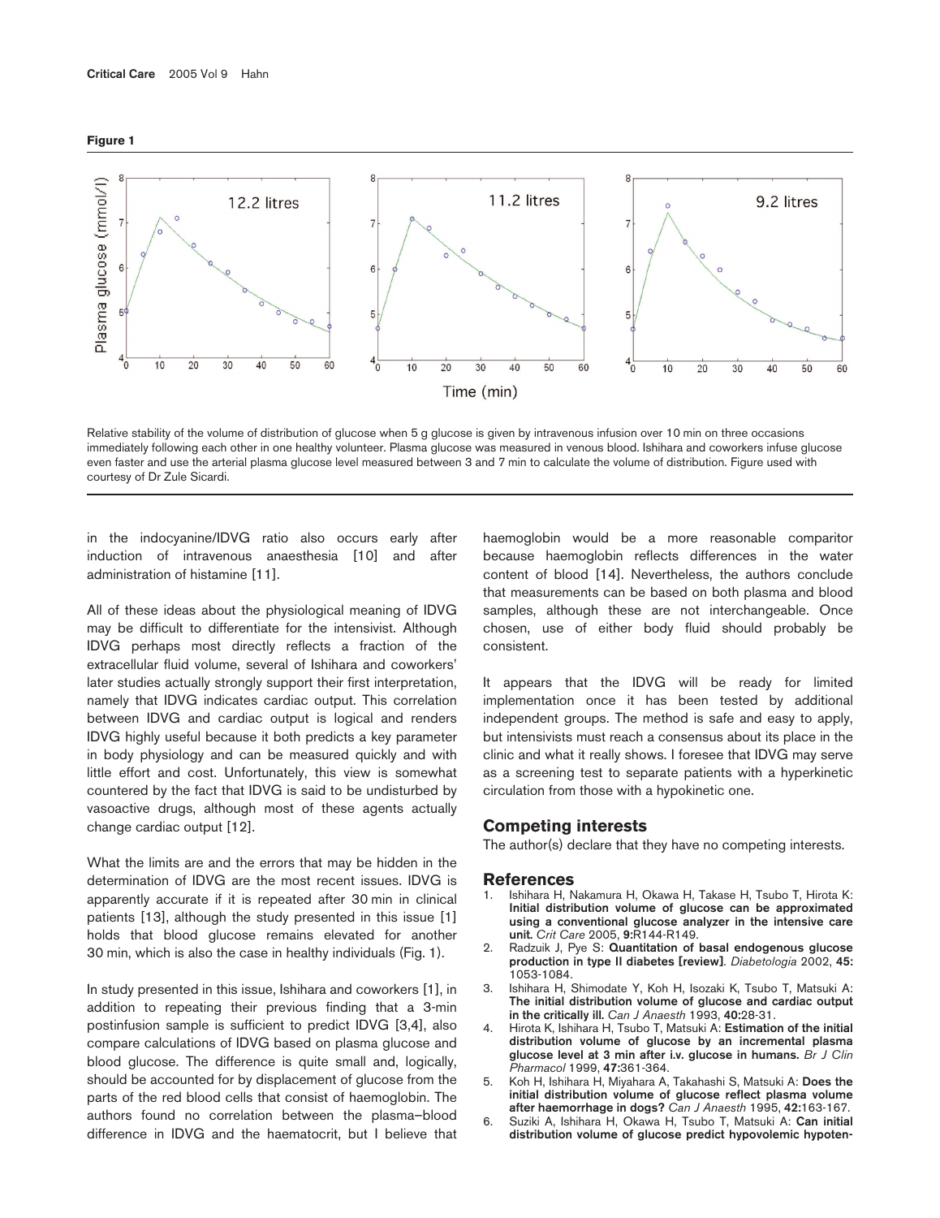**Figure 1**

Relative stability of the volume of distribution of glucose when 5 g glucose is given by intravenous infusion over 10 min on three occasions immediately following each other in one healthy volunteer. Plasma glucose was measured in venous blood. Ishihara and coworkers infuse glucose even faster and use the arterial plasma glucose level measured between 3 and 7 min to calculate the volume of distribution. Figure used with courtesy of Dr Zule Sicardi.

in the indocyanine/IDVG ratio also occurs early after induction of intravenous anaesthesia [10] and after administration of histamine [11].

All of these ideas about the physiological meaning of IDVG may be difficult to differentiate for the intensivist. Although IDVG perhaps most directly reflects a fraction of the extracellular fluid volume, several of Ishihara and coworkers' later studies actually strongly support their first interpretation, namely that IDVG indicates cardiac output. This correlation between IDVG and cardiac output is logical and renders IDVG highly useful because it both predicts a key parameter in body physiology and can be measured quickly and with little effort and cost. Unfortunately, this view is somewhat countered by the fact that IDVG is said to be undisturbed by vasoactive drugs, although most of these agents actually change cardiac output [12].

What the limits are and the errors that may be hidden in the determination of IDVG are the most recent issues. IDVG is apparently accurate if it is repeated after 30 min in clinical patients [13], although the study presented in this issue [1] holds that blood glucose remains elevated for another 30 min, which is also the case in healthy individuals (Fig. 1).

In study presented in this issue, Ishihara and coworkers [1], in addition to repeating their previous finding that a 3-min postinfusion sample is sufficient to predict IDVG [3,4], also compare calculations of IDVG based on plasma glucose and blood glucose. The difference is quite small and, logically, should be accounted for by displacement of glucose from the parts of the red blood cells that consist of haemoglobin. The authors found no correlation between the plasma–blood difference in IDVG and the haematocrit, but I believe that haemoglobin would be a more reasonable comparitor because haemoglobin reflects differences in the water content of blood [14]. Nevertheless, the authors conclude that measurements can be based on both plasma and blood samples, although these are not interchangeable. Once chosen, use of either body fluid should probably be consistent.

It appears that the IDVG will be ready for limited implementation once it has been tested by additional independent groups. The method is safe and easy to apply, but intensivists must reach a consensus about its place in the clinic and what it really shows. I foresee that IDVG may serve as a screening test to separate patients with a hyperkinetic circulation from those with a hypokinetic one.

## Competing interests

The author(s) declare that they have no competing interests.

## References

1. Ishihara H, Nakamura H, Okawa H, Takase H, Tsubo T, Hirota K: **Initial distribution volume of glucose can be approximated using a conventional glucose analyzer in the intensive care unit.** *Crit Care* 2005, **9:**R144-R149.
2. Radzuik J, Pye S: **Quantitation of basal endogenous glucose production in type II diabetes [review]**. *Diabetologia* 2002, **45:** 1053-1084.
3. Ishihara H, Shimodate Y, Koh H, Isozaki K, Tsubo T, Matsuki A: **The initial distribution volume of glucose and cardiac output in the critically ill.** *Can J Anaesth* 1993, **40:**28-31.
4. Hirota K, Ishihara H, Tsubo T, Matsuki A: **Estimation of the initial distribution volume of glucose by an incremental plasma glucose level at 3 min after i.v. glucose in humans.** *Br J Clin Pharmacol* 1999, **47:**361-364.
5. Koh H, Ishihara H, Miyahara A, Takahashi S, Matsuki A: **Does the initial distribution volume of glucose reflect plasma volume after haemorrhage in dogs?** *Can J Anaesth* 1995, **42:**163-167.
6. Suziki A, Ishihara H, Okawa H, Tsubo T, Matsuki A: **Can initial distribution volume of glucose predict hypovolemic hypoten-**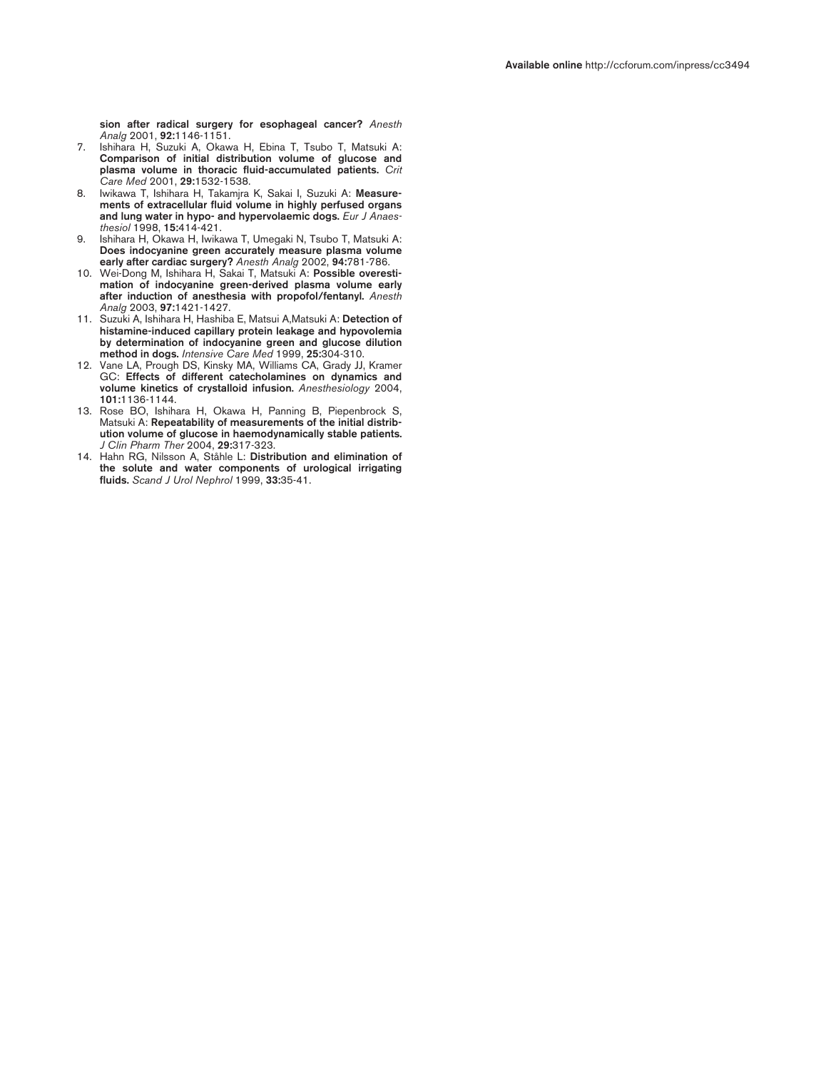sion after radical surgery for esophageal cancer? *Anesth Analg* 2001, **92:**1146-1151.

7. Ishihara H, Suzuki A, Okawa H, Ebina T, Tsubo T, Matsuki A: **Comparison of initial distribution volume of glucose and plasma volume in thoracic fluid-accumulated patients.** *Crit Care Med* 2001, **29:**1532-1538.
8. Iwikawa T, Ishihara H, Takamjra K, Sakai I, Suzuki A: **Measurements of extracellular fluid volume in highly perfused organs and lung water in hypo- and hypervolaemic dogs.** *Eur J Anaesthesiol* 1998, **15:**414-421.
9. Ishihara H, Okawa H, Iwikawa T, Umegaki N, Tsubo T, Matsuki A: **Does indocyanine green accurately measure plasma volume early after cardiac surgery?** *Anesth Analg* 2002, **94:**781-786.
10. Wei-Dong M, Ishihara H, Sakai T, Matsuki A: **Possible overestimation of indocyanine green-derived plasma volume early after induction of anesthesia with propofol/fentanyl.** *Anesth Analg* 2003, **97:**1421-1427.
11. Suzuki A, Ishihara H, Hashiba E, Matsui A,Matsuki A: **Detection of histamine-induced capillary protein leakage and hypovolemia by determination of indocyanine green and glucose dilution method in dogs.** *Intensive Care Med* 1999, **25:**304-310.
12. Vane LA, Prough DS, Kinsky MA, Williams CA, Grady JJ, Kramer GC: **Effects of different catecholamines on dynamics and volume kinetics of crystalloid infusion.** *Anesthesiology* 2004, **101:**1136-1144.
13. Rose BO, Ishihara H, Okawa H, Panning B, Piepenbrock S, Matsuki A: **Repeatability of measurements of the initial distribution volume of glucose in haemodynamically stable patients.** *J Clin Pharm Ther* 2004, **29:**317-323.
14. Hahn RG, Nilsson A, Ståhle L: **Distribution and elimination of the solute and water components of urological irrigating fluids.** *Scand J Urol Nephrol* 1999, **33:**35-41.